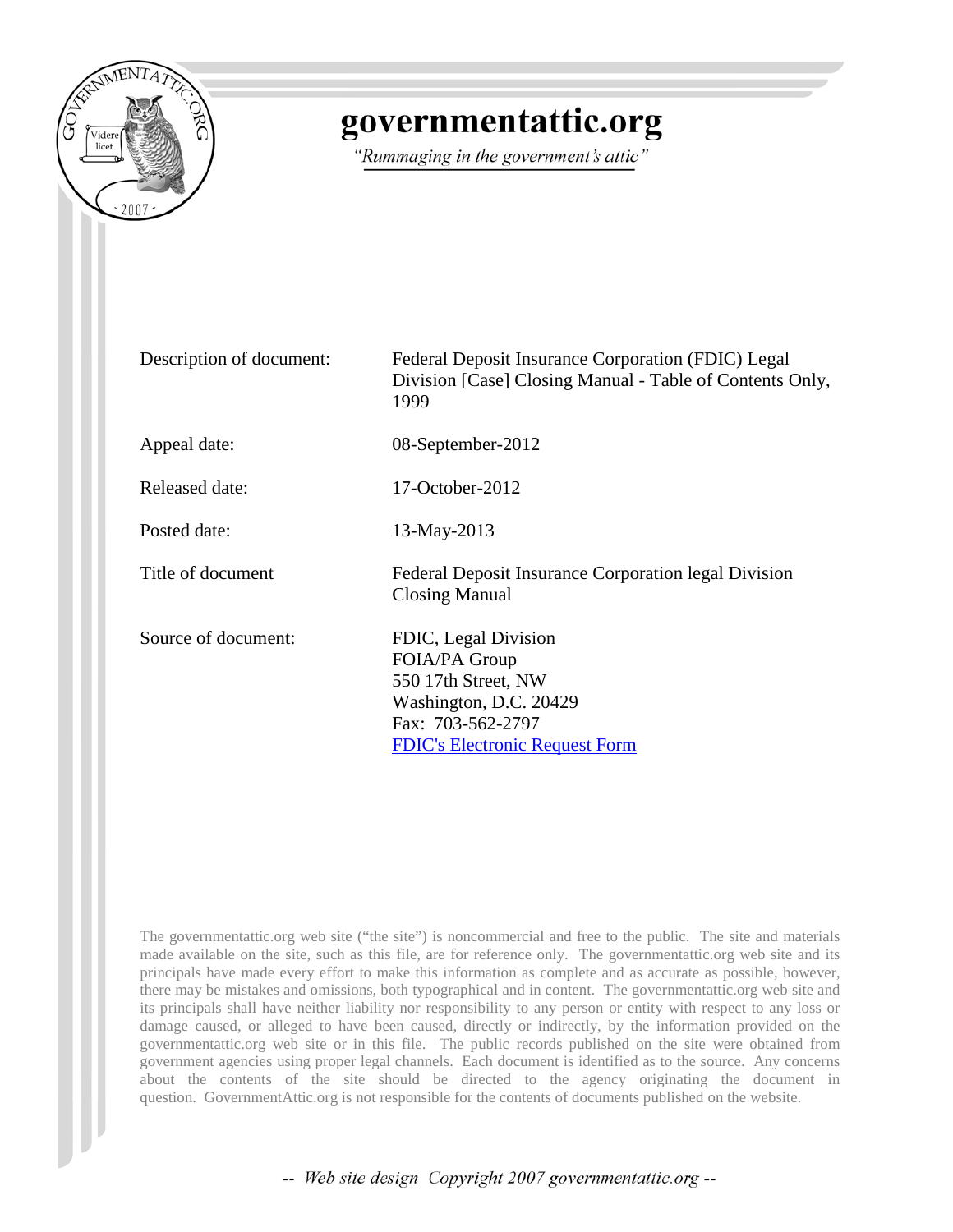# governmentattic.org

*"Rummaging in the government's attic"*

| | |
|---|---|
| Description of document: | Federal Deposit Insurance Corporation (FDIC) Legal Division [Case] Closing Manual - Table of Contents Only, 1999 |
| Appeal date: | 08-September-2012 |
| Released date: | 17-October-2012 |
| Posted date: | 13-May-2013 |
| Title of document | Federal Deposit Insurance Corporation legal Division Closing Manual |
| Source of document: | FDIC, Legal Division<br>FOIA/PA Group<br>550 17th Street, NW<br>Washington, D.C. 20429<br>Fax: 703-562-2797<br>FDIC's Electronic Request Form |

The governmentattic.org web site ("the site") is noncommercial and free to the public. The site and materials made available on the site, such as this file, are for reference only. The governmentattic.org web site and its principals have made every effort to make this information as complete and as accurate as possible, however, there may be mistakes and omissions, both typographical and in content. The governmentattic.org web site and its principals shall have neither liability nor responsibility to any person or entity with respect to any loss or damage caused, or alleged to have been caused, directly or indirectly, by the information provided on the governmentattic.org web site or in this file. The public records published on the site were obtained from government agencies using proper legal channels. Each document is identified as to the source. Any concerns about the contents of the site should be directed to the agency originating the document in question. GovernmentAttic.org is not responsible for the contents of documents published on the website.

-- *Web site design Copyright 2007 governmentattic.org* --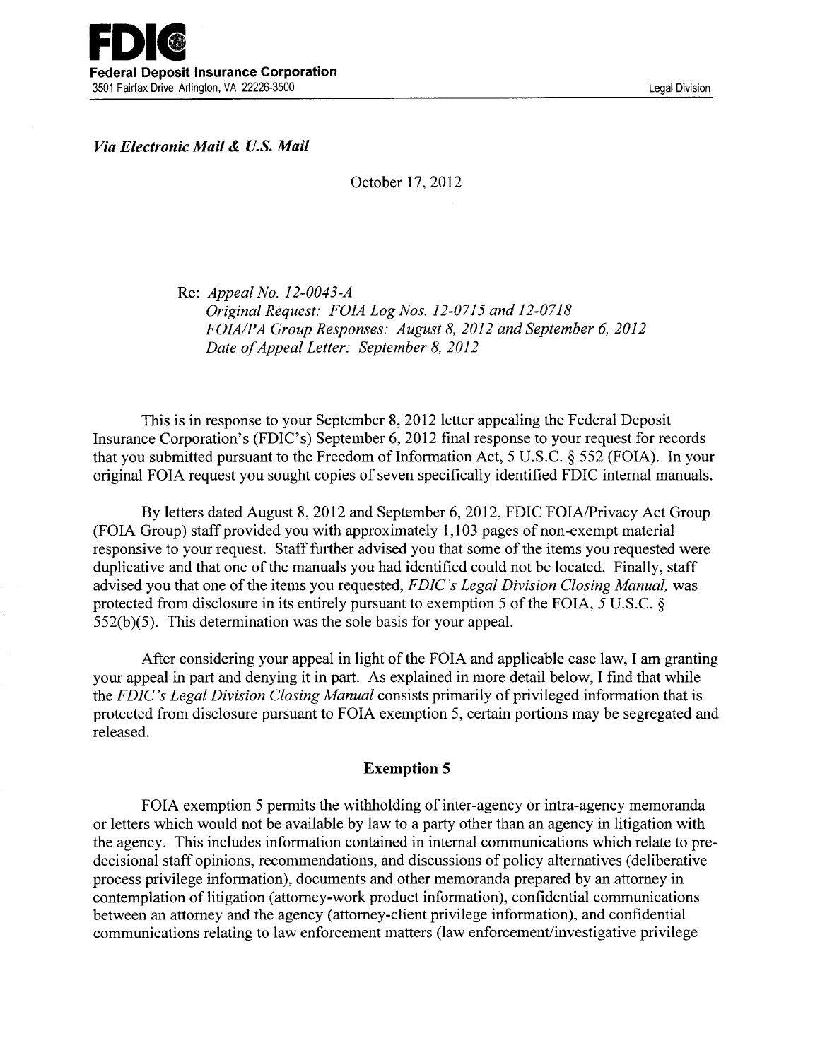**FDIC**
**Federal Deposit Insurance Corporation**
3501 Fairfax Drive, Arlington, VA 22226-3500 Legal Division

***Via Electronic Mail & U.S. Mail***

October 17, 2012

Re: *Appeal No. 12-0043-A*
*Original Request: FOIA Log Nos. 12-0715 and 12-0718*
*FOIA/PA Group Responses: August 8, 2012 and September 6, 2012*
*Date of Appeal Letter: September 8, 2012*

This is in response to your September 8, 2012 letter appealing the Federal Deposit Insurance Corporation's (FDIC's) September 6, 2012 final response to your request for records that you submitted pursuant to the Freedom of Information Act, 5 U.S.C. § 552 (FOIA). In your original FOIA request you sought copies of seven specifically identified FDIC internal manuals.

By letters dated August 8, 2012 and September 6, 2012, FDIC FOIA/Privacy Act Group (FOIA Group) staff provided you with approximately 1,103 pages of non-exempt material responsive to your request. Staff further advised you that some of the items you requested were duplicative and that one of the manuals you had identified could not be located. Finally, staff advised you that one of the items you requested, *FDIC's Legal Division Closing Manual,* was protected from disclosure in its entirely pursuant to exemption 5 of the FOIA, 5 U.S.C. § 552(b)(5). This determination was the sole basis for your appeal.

After considering your appeal in light of the FOIA and applicable case law, I am granting your appeal in part and denying it in part. As explained in more detail below, I find that while the *FDIC's Legal Division Closing Manual* consists primarily of privileged information that is protected from disclosure pursuant to FOIA exemption 5, certain portions may be segregated and released.

**Exemption 5**

FOIA exemption 5 permits the withholding of inter-agency or intra-agency memoranda or letters which would not be available by law to a party other than an agency in litigation with the agency. This includes information contained in internal communications which relate to pre-decisional staff opinions, recommendations, and discussions of policy alternatives (deliberative process privilege information), documents and other memoranda prepared by an attorney in contemplation of litigation (attorney-work product information), confidential communications between an attorney and the agency (attorney-client privilege information), and confidential communications relating to law enforcement matters (law enforcement/investigative privilege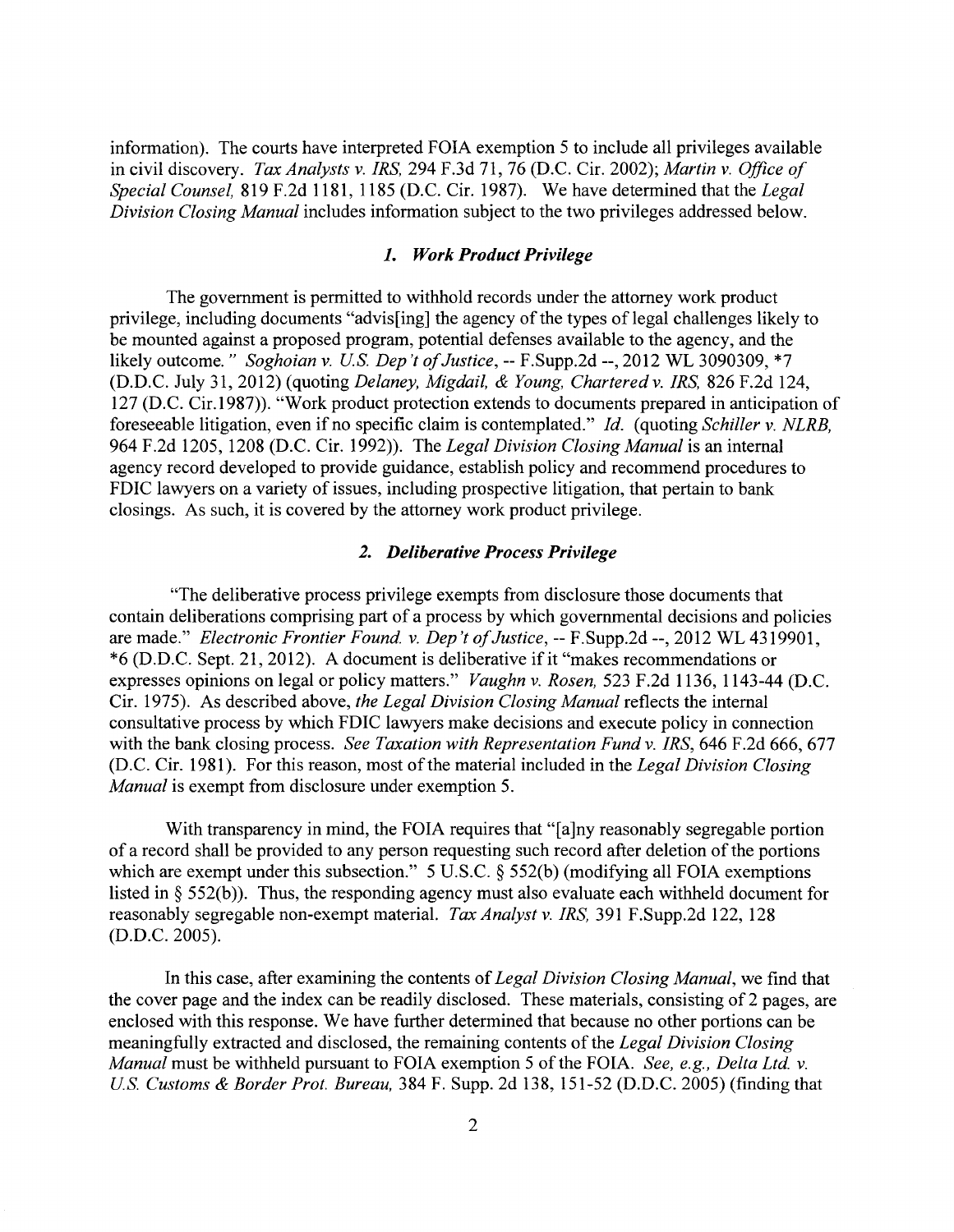information). The courts have interpreted FOIA exemption 5 to include all privileges available in civil discovery. *Tax Analysts v. IRS,* 294 F.3d 71, 76 (D.C. Cir. 2002); *Martin v. Office of Special Counsel,* 819 F.2d 1181, 1185 (D.C. Cir. 1987). We have determined that the *Legal Division Closing Manual* includes information subject to the two privileges addressed below.

### *1. Work Product Privilege*

The government is permitted to withhold records under the attorney work product privilege, including documents "advis[ing] the agency of the types of legal challenges likely to be mounted against a proposed program, potential defenses available to the agency, and the likely outcome." *Soghoian v. U.S. Dep't of Justice,* -- F.Supp.2d --, 2012 WL 3090309, *7 (D.D.C. July 31, 2012) (quoting *Delaney, Migdail, & Young, Chartered v. IRS,* 826 F.2d 124, 127 (D.C. Cir.1987)). "Work product protection extends to documents prepared in anticipation of foreseeable litigation, even if no specific claim is contemplated." *Id.* (quoting *Schiller v. NLRB,* 964 F.2d 1205, 1208 (D.C. Cir. 1992)). The *Legal Division Closing Manual* is an internal agency record developed to provide guidance, establish policy and recommend procedures to FDIC lawyers on a variety of issues, including prospective litigation, that pertain to bank closings. As such, it is covered by the attorney work product privilege.

### *2. Deliberative Process Privilege*

"The deliberative process privilege exempts from disclosure those documents that contain deliberations comprising part of a process by which governmental decisions and policies are made." *Electronic Frontier Found. v. Dep't of Justice,* -- F.Supp.2d --, 2012 WL 4319901, *6 (D.D.C. Sept. 21, 2012). A document is deliberative if it "makes recommendations or expresses opinions on legal or policy matters." *Vaughn v. Rosen,* 523 F.2d 1136, 1143-44 (D.C. Cir. 1975). As described above, *the Legal Division Closing Manual* reflects the internal consultative process by which FDIC lawyers make decisions and execute policy in connection with the bank closing process. *See Taxation with Representation Fund v. IRS,* 646 F.2d 666, 677 (D.C. Cir. 1981). For this reason, most of the material included in the *Legal Division Closing Manual* is exempt from disclosure under exemption 5.

With transparency in mind, the FOIA requires that "[a]ny reasonably segregable portion of a record shall be provided to any person requesting such record after deletion of the portions which are exempt under this subsection." 5 U.S.C. § 552(b) (modifying all FOIA exemptions listed in § 552(b)). Thus, the responding agency must also evaluate each withheld document for reasonably segregable non-exempt material. *Tax Analyst v. IRS,* 391 F.Supp.2d 122, 128 (D.D.C. 2005).

In this case, after examining the contents of *Legal Division Closing Manual*, we find that the cover page and the index can be readily disclosed. These materials, consisting of 2 pages, are enclosed with this response. We have further determined that because no other portions can be meaningfully extracted and disclosed, the remaining contents of the *Legal Division Closing Manual* must be withheld pursuant to FOIA exemption 5 of the FOIA. *See, e.g., Delta Ltd. v. U.S. Customs & Border Prot. Bureau,* 384 F. Supp. 2d 138, 151-52 (D.D.C. 2005) (finding that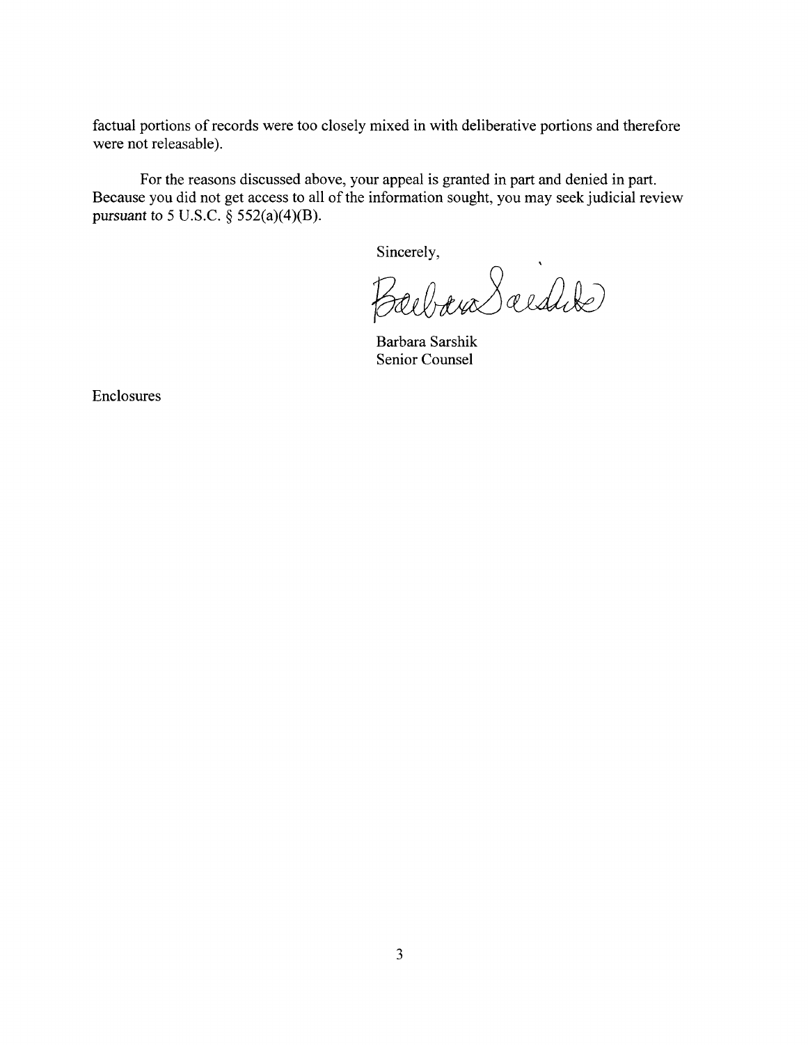factual portions of records were too closely mixed in with deliberative portions and therefore were not releasable).

For the reasons discussed above, your appeal is granted in part and denied in part. Because you did not get access to all of the information sought, you may seek judicial review pursuant to 5 U.S.C. § 552(a)(4)(B).

Sincerely,

Barbara Sarshik

Barbara Sarshik
Senior Counsel

Enclosures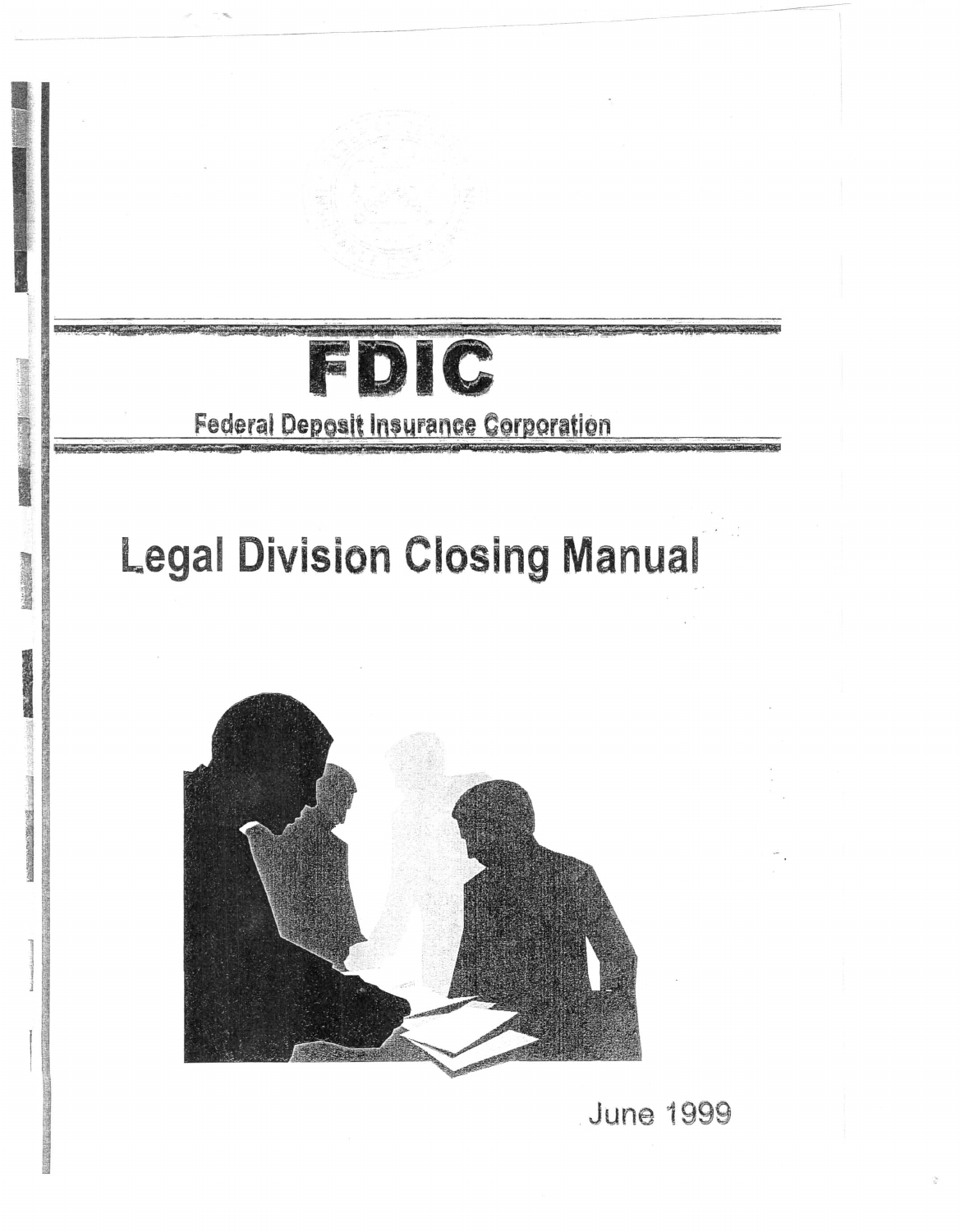# FDIC

Federal Deposit Insurance Corporation

# Legal Division Closing Manual

June 1999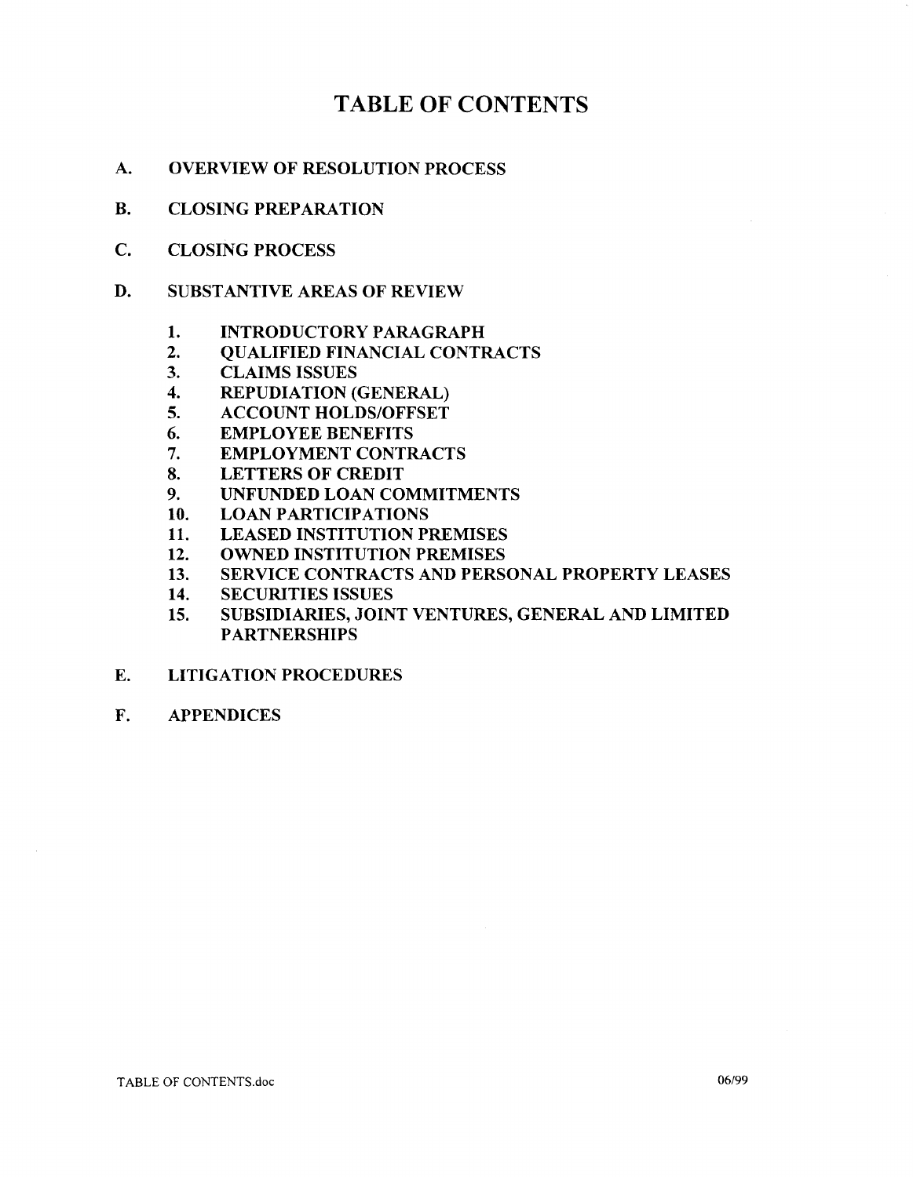# TABLE OF CONTENTS

**A. OVERVIEW OF RESOLUTION PROCESS**

**B. CLOSING PREPARATION**

**C. CLOSING PROCESS**

**D. SUBSTANTIVE AREAS OF REVIEW**

1. **INTRODUCTORY PARAGRAPH**
2. **QUALIFIED FINANCIAL CONTRACTS**
3. **CLAIMS ISSUES**
4. **REPUDIATION (GENERAL)**
5. **ACCOUNT HOLDS/OFFSET**
6. **EMPLOYEE BENEFITS**
7. **EMPLOYMENT CONTRACTS**
8. **LETTERS OF CREDIT**
9. **UNFUNDED LOAN COMMITMENTS**
10. **LOAN PARTICIPATIONS**
11. **LEASED INSTITUTION PREMISES**
12. **OWNED INSTITUTION PREMISES**
13. **SERVICE CONTRACTS AND PERSONAL PROPERTY LEASES**
14. **SECURITIES ISSUES**
15. **SUBSIDIARIES, JOINT VENTURES, GENERAL AND LIMITED PARTNERSHIPS**

**E. LITIGATION PROCEDURES**

**F. APPENDICES**